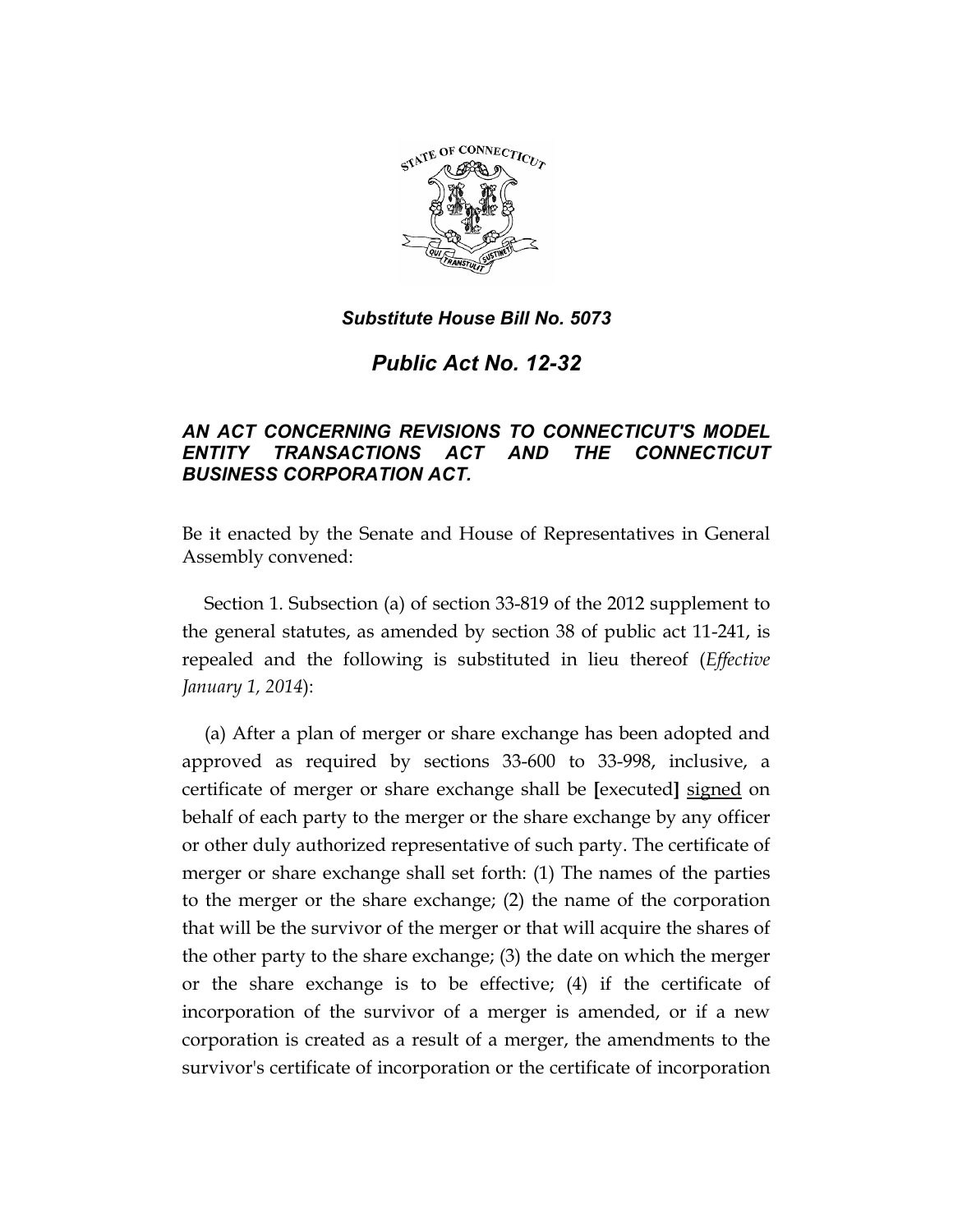***Substitute House Bill No. 5073***

# *Public Act No. 12-32*

## *AN ACT CONCERNING REVISIONS TO CONNECTICUT'S MODEL ENTITY TRANSACTIONS ACT AND THE CONNECTICUT BUSINESS CORPORATION ACT.*

Be it enacted by the Senate and House of Representatives in General Assembly convened:

Section 1. Subsection (a) of section 33-819 of the 2012 supplement to the general statutes, as amended by section 38 of public act 11-241, is repealed and the following is substituted in lieu thereof (*Effective January 1, 2014*):

(a) After a plan of merger or share exchange has been adopted and approved as required by sections 33-600 to 33-998, inclusive, a certificate of merger or share exchange shall be **[**executed**]** <u>signed</u> on behalf of each party to the merger or the share exchange by any officer or other duly authorized representative of such party. The certificate of merger or share exchange shall set forth: (1) The names of the parties to the merger or the share exchange; (2) the name of the corporation that will be the survivor of the merger or that will acquire the shares of the other party to the share exchange; (3) the date on which the merger or the share exchange is to be effective; (4) if the certificate of incorporation of the survivor of a merger is amended, or if a new corporation is created as a result of a merger, the amendments to the survivor's certificate of incorporation or the certificate of incorporation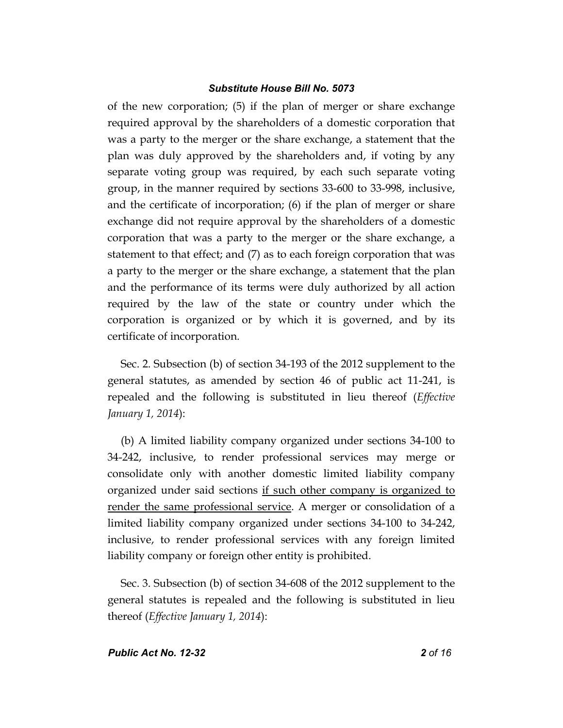of the new corporation; (5) if the plan of merger or share exchange required approval by the shareholders of a domestic corporation that was a party to the merger or the share exchange, a statement that the plan was duly approved by the shareholders and, if voting by any separate voting group was required, by each such separate voting group, in the manner required by sections 33-600 to 33-998, inclusive, and the certificate of incorporation; (6) if the plan of merger or share exchange did not require approval by the shareholders of a domestic corporation that was a party to the merger or the share exchange, a statement to that effect; and (7) as to each foreign corporation that was a party to the merger or the share exchange, a statement that the plan and the performance of its terms were duly authorized by all action required by the law of the state or country under which the corporation is organized or by which it is governed, and by its certificate of incorporation.

Sec. 2. Subsection (b) of section 34-193 of the 2012 supplement to the general statutes, as amended by section 46 of public act 11-241, is repealed and the following is substituted in lieu thereof (*Effective January 1, 2014*):

(b) A limited liability company organized under sections 34-100 to 34-242, inclusive, to render professional services may merge or consolidate only with another domestic limited liability company organized under said sections <u>if such other company is organized to render the same professional service</u>. A merger or consolidation of a limited liability company organized under sections 34-100 to 34-242, inclusive, to render professional services with any foreign limited liability company or foreign other entity is prohibited.

Sec. 3. Subsection (b) of section 34-608 of the 2012 supplement to the general statutes is repealed and the following is substituted in lieu thereof (*Effective January 1, 2014*):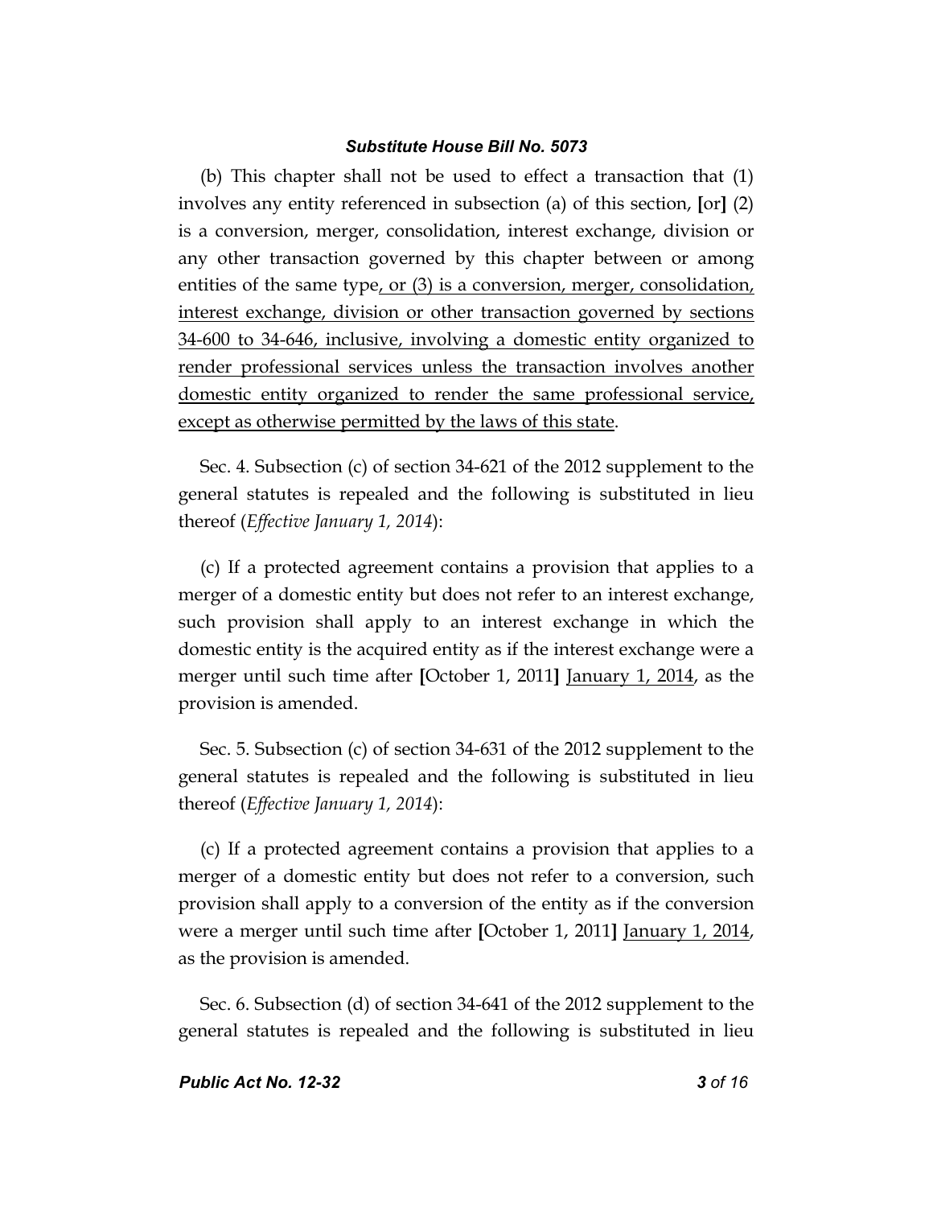(b) This chapter shall not be used to effect a transaction that (1) involves any entity referenced in subsection (a) of this section, [or] (2) is a conversion, merger, consolidation, interest exchange, division or any other transaction governed by this chapter between or among entities of the same type<u>, or (3) is a conversion, merger, consolidation, interest exchange, division or other transaction governed by sections 34-600 to 34-646, inclusive, involving a domestic entity organized to render professional services unless the transaction involves another domestic entity organized to render the same professional service, except as otherwise permitted by the laws of this state</u>.

Sec. 4. Subsection (c) of section 34-621 of the 2012 supplement to the general statutes is repealed and the following is substituted in lieu thereof (*Effective January 1, 2014*):

(c) If a protected agreement contains a provision that applies to a merger of a domestic entity but does not refer to an interest exchange, such provision shall apply to an interest exchange in which the domestic entity is the acquired entity as if the interest exchange were a merger until such time after [October 1, 2011] <u>January 1, 2014</u>, as the provision is amended.

Sec. 5. Subsection (c) of section 34-631 of the 2012 supplement to the general statutes is repealed and the following is substituted in lieu thereof (*Effective January 1, 2014*):

(c) If a protected agreement contains a provision that applies to a merger of a domestic entity but does not refer to a conversion, such provision shall apply to a conversion of the entity as if the conversion were a merger until such time after [October 1, 2011] <u>January 1, 2014</u>, as the provision is amended.

Sec. 6. Subsection (d) of section 34-641 of the 2012 supplement to the general statutes is repealed and the following is substituted in lieu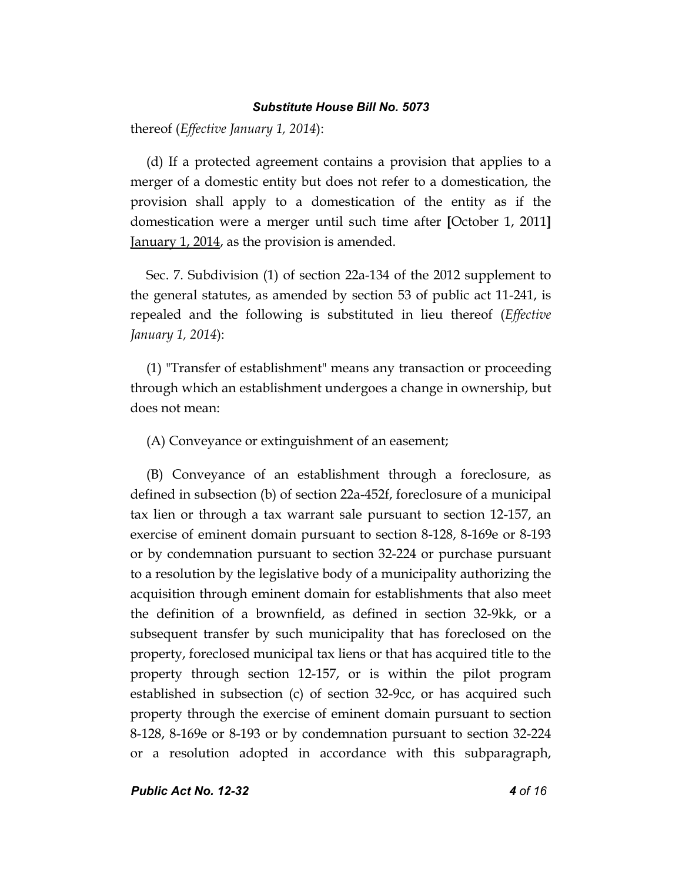thereof (*Effective January 1, 2014*):

(d) If a protected agreement contains a provision that applies to a merger of a domestic entity but does not refer to a domestication, the provision shall apply to a domestication of the entity as if the domestication were a merger until such time after **[**October 1, 2011**]** <u>January 1, 2014</u>, as the provision is amended.

Sec. 7. Subdivision (1) of section 22a-134 of the 2012 supplement to the general statutes, as amended by section 53 of public act 11-241, is repealed and the following is substituted in lieu thereof (*Effective January 1, 2014*):

(1) "Transfer of establishment" means any transaction or proceeding through which an establishment undergoes a change in ownership, but does not mean:

(A) Conveyance or extinguishment of an easement;

(B) Conveyance of an establishment through a foreclosure, as defined in subsection (b) of section 22a-452f, foreclosure of a municipal tax lien or through a tax warrant sale pursuant to section 12-157, an exercise of eminent domain pursuant to section 8-128, 8-169e or 8-193 or by condemnation pursuant to section 32-224 or purchase pursuant to a resolution by the legislative body of a municipality authorizing the acquisition through eminent domain for establishments that also meet the definition of a brownfield, as defined in section 32-9kk, or a subsequent transfer by such municipality that has foreclosed on the property, foreclosed municipal tax liens or that has acquired title to the property through section 12-157, or is within the pilot program established in subsection (c) of section 32-9cc, or has acquired such property through the exercise of eminent domain pursuant to section 8-128, 8-169e or 8-193 or by condemnation pursuant to section 32-224 or a resolution adopted in accordance with this subparagraph,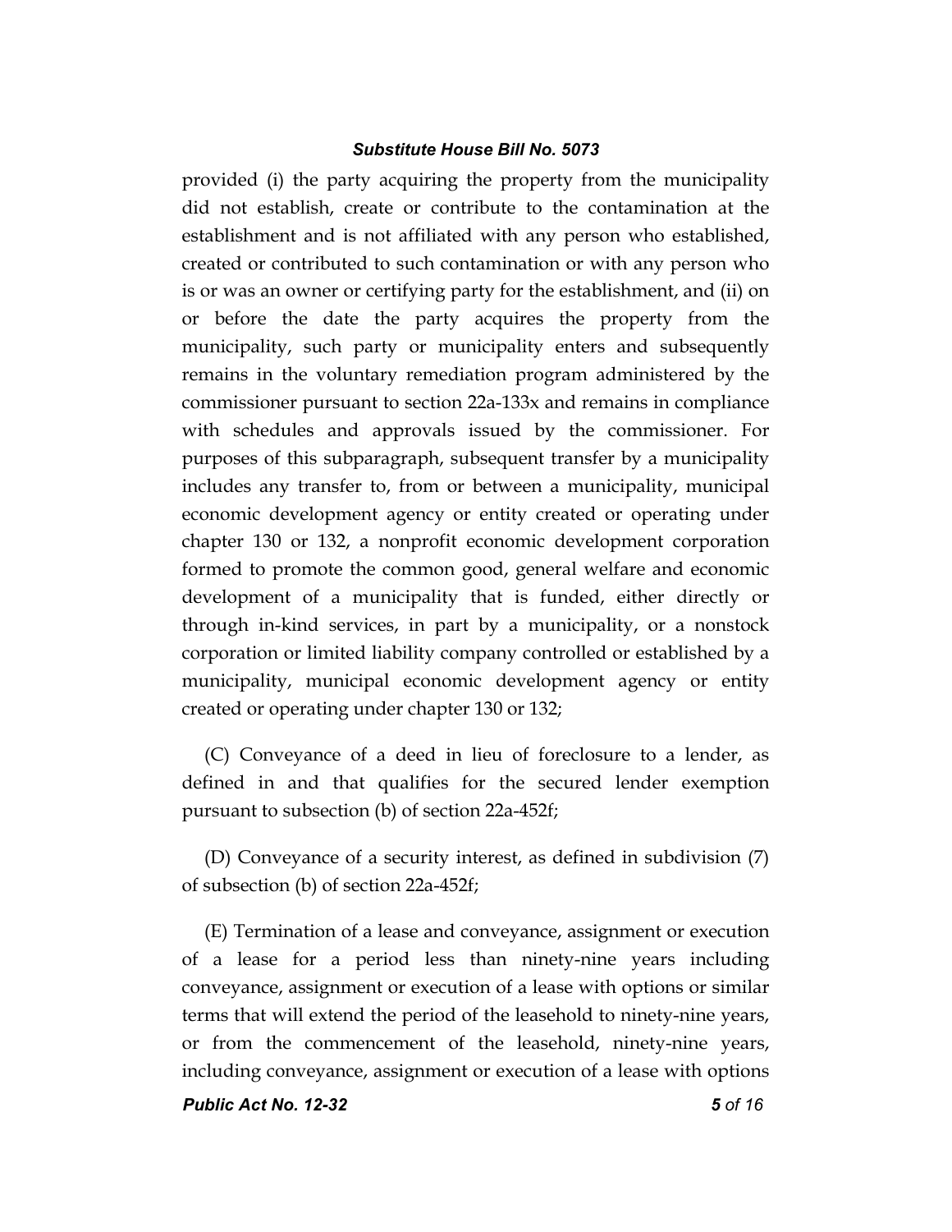provided (i) the party acquiring the property from the municipality did not establish, create or contribute to the contamination at the establishment and is not affiliated with any person who established, created or contributed to such contamination or with any person who is or was an owner or certifying party for the establishment, and (ii) on or before the date the party acquires the property from the municipality, such party or municipality enters and subsequently remains in the voluntary remediation program administered by the commissioner pursuant to section 22a-133x and remains in compliance with schedules and approvals issued by the commissioner. For purposes of this subparagraph, subsequent transfer by a municipality includes any transfer to, from or between a municipality, municipal economic development agency or entity created or operating under chapter 130 or 132, a nonprofit economic development corporation formed to promote the common good, general welfare and economic development of a municipality that is funded, either directly or through in-kind services, in part by a municipality, or a nonstock corporation or limited liability company controlled or established by a municipality, municipal economic development agency or entity created or operating under chapter 130 or 132;

(C) Conveyance of a deed in lieu of foreclosure to a lender, as defined in and that qualifies for the secured lender exemption pursuant to subsection (b) of section 22a-452f;

(D) Conveyance of a security interest, as defined in subdivision (7) of subsection (b) of section 22a-452f;

(E) Termination of a lease and conveyance, assignment or execution of a lease for a period less than ninety-nine years including conveyance, assignment or execution of a lease with options or similar terms that will extend the period of the leasehold to ninety-nine years, or from the commencement of the leasehold, ninety-nine years, including conveyance, assignment or execution of a lease with options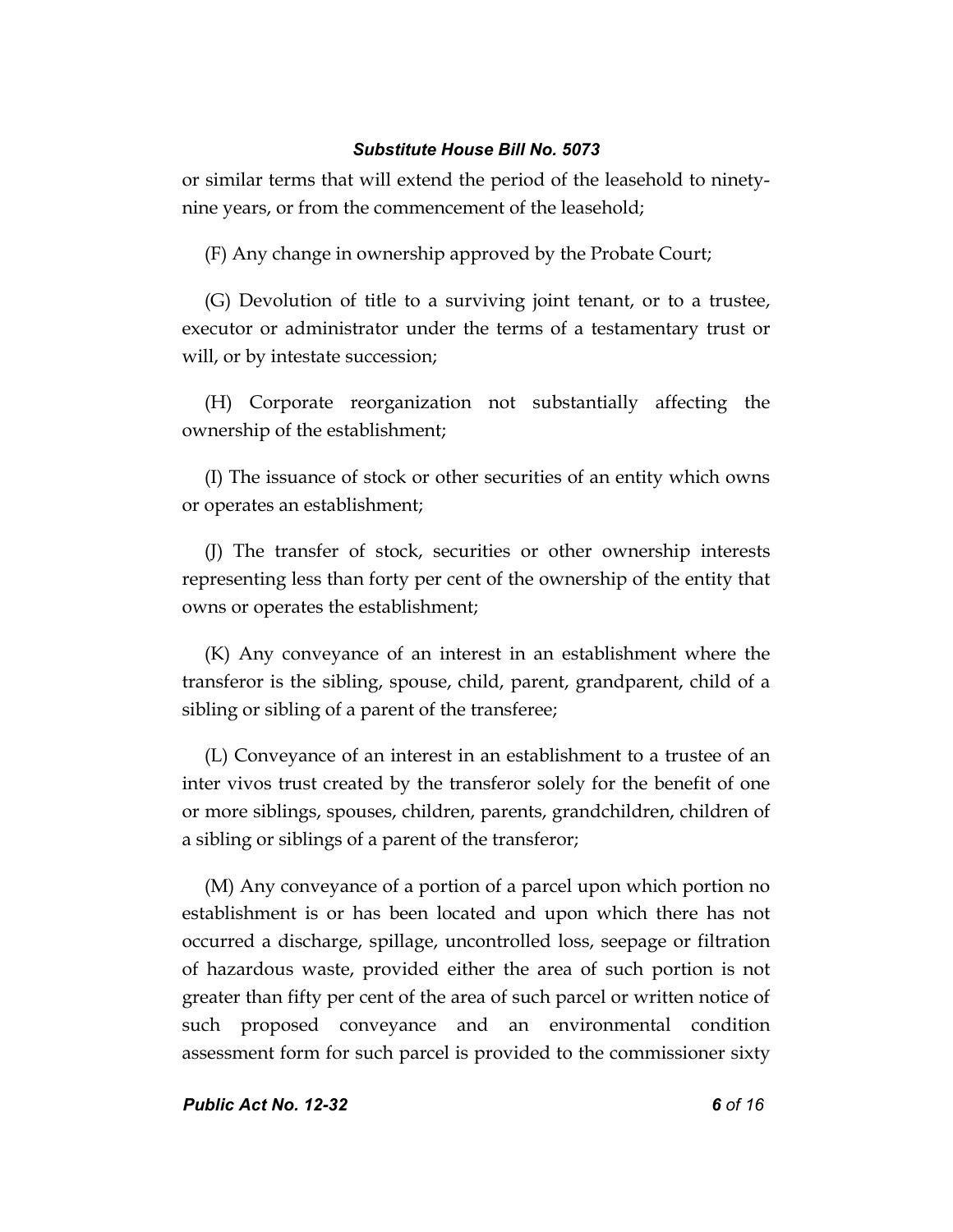or similar terms that will extend the period of the leasehold to ninety-nine years, or from the commencement of the leasehold;

(F) Any change in ownership approved by the Probate Court;

(G) Devolution of title to a surviving joint tenant, or to a trustee, executor or administrator under the terms of a testamentary trust or will, or by intestate succession;

(H) Corporate reorganization not substantially affecting the ownership of the establishment;

(I) The issuance of stock or other securities of an entity which owns or operates an establishment;

(J) The transfer of stock, securities or other ownership interests representing less than forty per cent of the ownership of the entity that owns or operates the establishment;

(K) Any conveyance of an interest in an establishment where the transferor is the sibling, spouse, child, parent, grandparent, child of a sibling or sibling of a parent of the transferee;

(L) Conveyance of an interest in an establishment to a trustee of an inter vivos trust created by the transferor solely for the benefit of one or more siblings, spouses, children, parents, grandchildren, children of a sibling or siblings of a parent of the transferor;

(M) Any conveyance of a portion of a parcel upon which portion no establishment is or has been located and upon which there has not occurred a discharge, spillage, uncontrolled loss, seepage or filtration of hazardous waste, provided either the area of such portion is not greater than fifty per cent of the area of such parcel or written notice of such proposed conveyance and an environmental condition assessment form for such parcel is provided to the commissioner sixty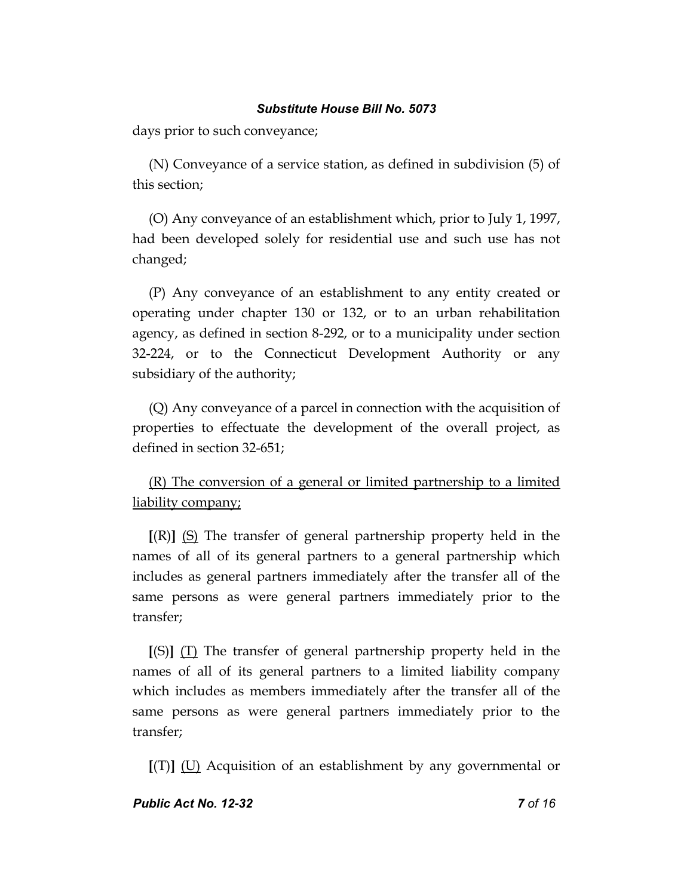days prior to such conveyance;

(N) Conveyance of a service station, as defined in subdivision (5) of this section;

(O) Any conveyance of an establishment which, prior to July 1, 1997, had been developed solely for residential use and such use has not changed;

(P) Any conveyance of an establishment to any entity created or operating under chapter 130 or 132, or to an urban rehabilitation agency, as defined in section 8-292, or to a municipality under section 32-224, or to the Connecticut Development Authority or any subsidiary of the authority;

(Q) Any conveyance of a parcel in connection with the acquisition of properties to effectuate the development of the overall project, as defined in section 32-651;

<u>(R) The conversion of a general or limited partnership to a limited liability company;</u>

**[**(R)**]** <u>(S)</u> The transfer of general partnership property held in the names of all of its general partners to a general partnership which includes as general partners immediately after the transfer all of the same persons as were general partners immediately prior to the transfer;

**[**(S)**]** <u>(T)</u> The transfer of general partnership property held in the names of all of its general partners to a limited liability company which includes as members immediately after the transfer all of the same persons as were general partners immediately prior to the transfer;

**[**(T)**]** <u>(U)</u> Acquisition of an establishment by any governmental or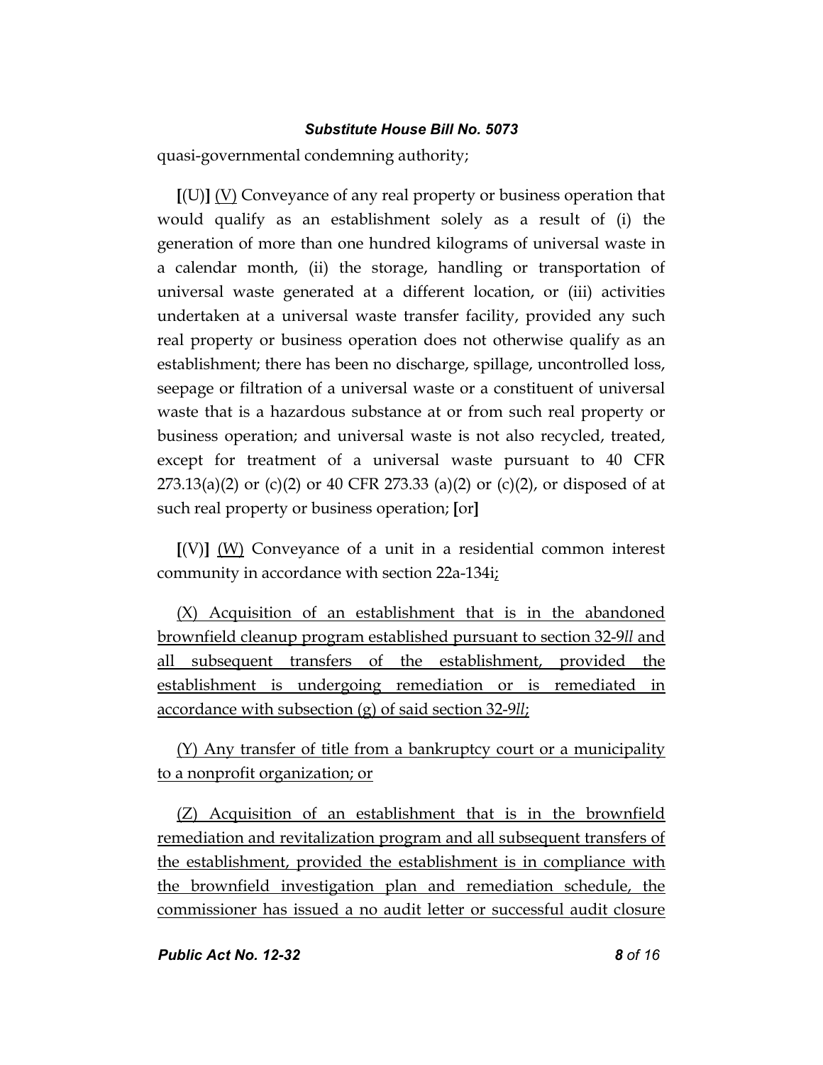quasi-governmental condemning authority;

[(U)] <u>(V)</u> Conveyance of any real property or business operation that would qualify as an establishment solely as a result of (i) the generation of more than one hundred kilograms of universal waste in a calendar month, (ii) the storage, handling or transportation of universal waste generated at a different location, or (iii) activities undertaken at a universal waste transfer facility, provided any such real property or business operation does not otherwise qualify as an establishment; there has been no discharge, spillage, uncontrolled loss, seepage or filtration of a universal waste or a constituent of universal waste that is a hazardous substance at or from such real property or business operation; and universal waste is not also recycled, treated, except for treatment of a universal waste pursuant to 40 CFR 273.13(a)(2) or (c)(2) or 40 CFR 273.33 (a)(2) or (c)(2), or disposed of at such real property or business operation; [or]

[(V)] <u>(W)</u> Conveyance of a unit in a residential common interest community in accordance with section 22a-134i<u>;</u>

<u>(X) Acquisition of an establishment that is in the abandoned brownfield cleanup program established pursuant to section 32-9*ll* and all subsequent transfers of the establishment, provided the establishment is undergoing remediation or is remediated in accordance with subsection (g) of said section 32-9*ll*;</u>

<u>(Y) Any transfer of title from a bankruptcy court or a municipality to a nonprofit organization; or</u>

<u>(Z) Acquisition of an establishment that is in the brownfield remediation and revitalization program and all subsequent transfers of the establishment, provided the establishment is in compliance with the brownfield investigation plan and remediation schedule, the commissioner has issued a no audit letter or successful audit closure</u>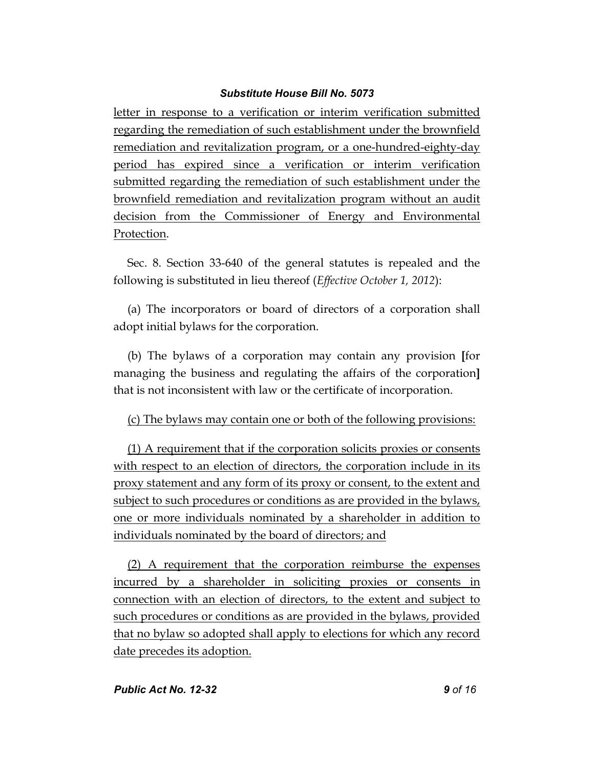letter in response to a verification or interim verification submitted regarding the remediation of such establishment under the brownfield remediation and revitalization program, or a one-hundred-eighty-day period has expired since a verification or interim verification submitted regarding the remediation of such establishment under the brownfield remediation and revitalization program without an audit decision from the Commissioner of Energy and Environmental Protection.

Sec. 8. Section 33-640 of the general statutes is repealed and the following is substituted in lieu thereof (*Effective October 1, 2012*):

(a) The incorporators or board of directors of a corporation shall adopt initial bylaws for the corporation.

(b) The bylaws of a corporation may contain any provision **[**for managing the business and regulating the affairs of the corporation**]** that is not inconsistent with law or the certificate of incorporation.

(c) The bylaws may contain one or both of the following provisions:

(1) A requirement that if the corporation solicits proxies or consents with respect to an election of directors, the corporation include in its proxy statement and any form of its proxy or consent, to the extent and subject to such procedures or conditions as are provided in the bylaws, one or more individuals nominated by a shareholder in addition to individuals nominated by the board of directors; and

(2) A requirement that the corporation reimburse the expenses incurred by a shareholder in soliciting proxies or consents in connection with an election of directors, to the extent and subject to such procedures or conditions as are provided in the bylaws, provided that no bylaw so adopted shall apply to elections for which any record date precedes its adoption.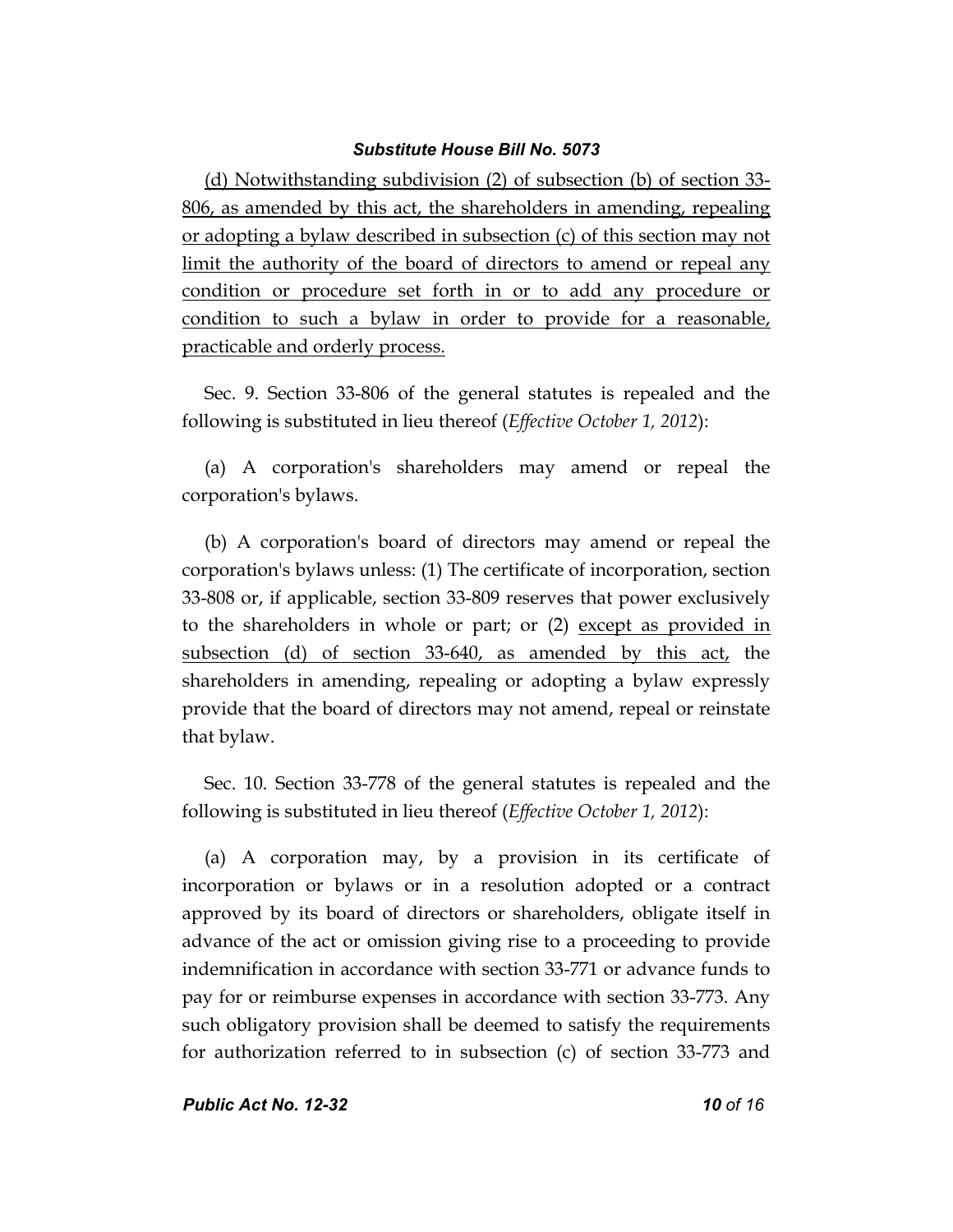(d) Notwithstanding subdivision (2) of subsection (b) of section 33-806, as amended by this act, the shareholders in amending, repealing or adopting a bylaw described in subsection (c) of this section may not limit the authority of the board of directors to amend or repeal any condition or procedure set forth in or to add any procedure or condition to such a bylaw in order to provide for a reasonable, practicable and orderly process.

Sec. 9. Section 33-806 of the general statutes is repealed and the following is substituted in lieu thereof (*Effective October 1, 2012*):

(a) A corporation's shareholders may amend or repeal the corporation's bylaws.

(b) A corporation's board of directors may amend or repeal the corporation's bylaws unless: (1) The certificate of incorporation, section 33-808 or, if applicable, section 33-809 reserves that power exclusively to the shareholders in whole or part; or (2) except as provided in subsection (d) of section 33-640, as amended by this act, the shareholders in amending, repealing or adopting a bylaw expressly provide that the board of directors may not amend, repeal or reinstate that bylaw.

Sec. 10. Section 33-778 of the general statutes is repealed and the following is substituted in lieu thereof (*Effective October 1, 2012*):

(a) A corporation may, by a provision in its certificate of incorporation or bylaws or in a resolution adopted or a contract approved by its board of directors or shareholders, obligate itself in advance of the act or omission giving rise to a proceeding to provide indemnification in accordance with section 33-771 or advance funds to pay for or reimburse expenses in accordance with section 33-773. Any such obligatory provision shall be deemed to satisfy the requirements for authorization referred to in subsection (c) of section 33-773 and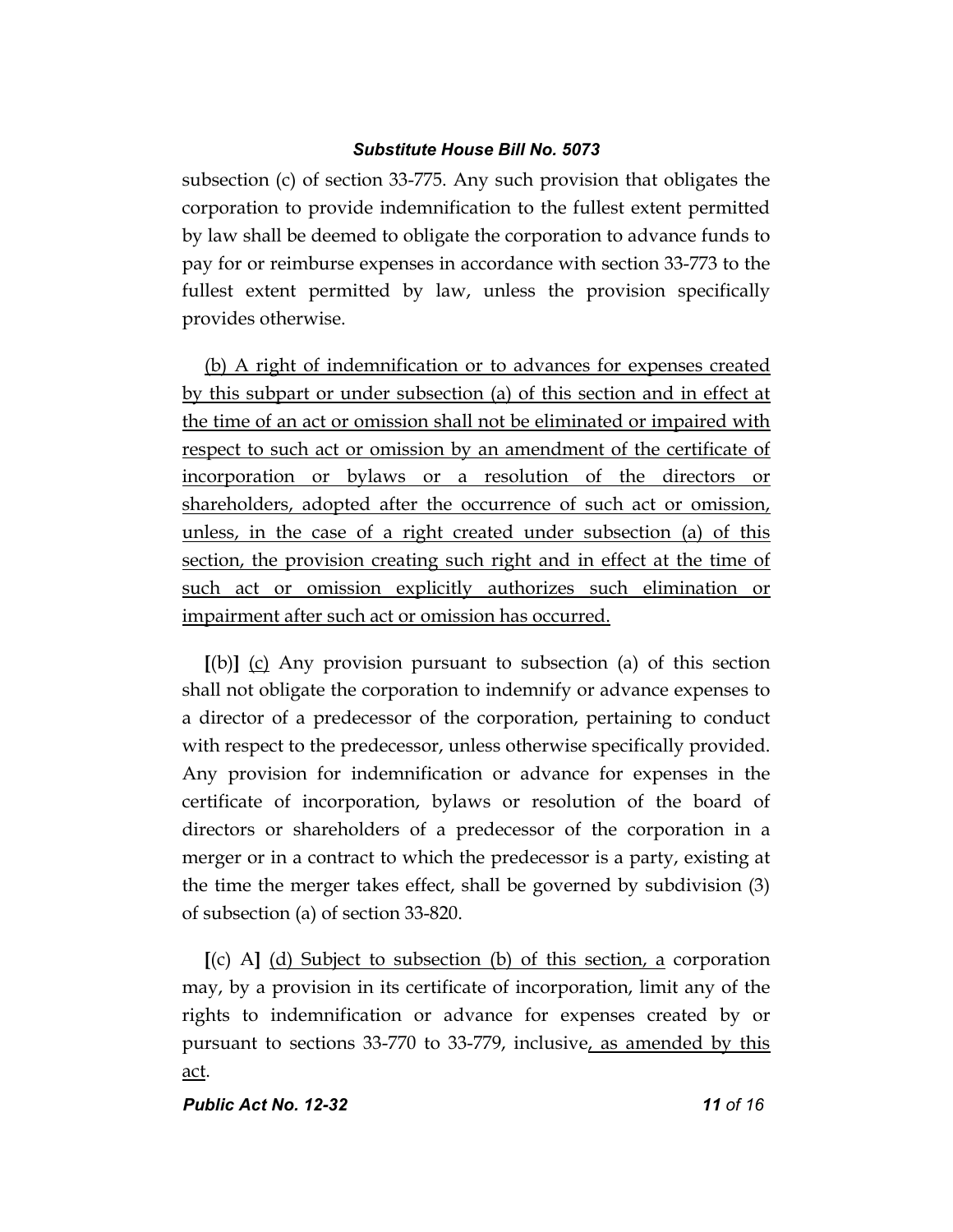subsection (c) of section 33-775. Any such provision that obligates the corporation to provide indemnification to the fullest extent permitted by law shall be deemed to obligate the corporation to advance funds to pay for or reimburse expenses in accordance with section 33-773 to the fullest extent permitted by law, unless the provision specifically provides otherwise.

<u>(b) A right of indemnification or to advances for expenses created by this subpart or under subsection (a) of this section and in effect at the time of an act or omission shall not be eliminated or impaired with respect to such act or omission by an amendment of the certificate of incorporation or bylaws or a resolution of the directors or shareholders, adopted after the occurrence of such act or omission, unless, in the case of a right created under subsection (a) of this section, the provision creating such right and in effect at the time of such act or omission explicitly authorizes such elimination or impairment after such act or omission has occurred.</u>

**[**(b)**]** <u>(c)</u> Any provision pursuant to subsection (a) of this section shall not obligate the corporation to indemnify or advance expenses to a director of a predecessor of the corporation, pertaining to conduct with respect to the predecessor, unless otherwise specifically provided. Any provision for indemnification or advance for expenses in the certificate of incorporation, bylaws or resolution of the board of directors or shareholders of a predecessor of the corporation in a merger or in a contract to which the predecessor is a party, existing at the time the merger takes effect, shall be governed by subdivision (3) of subsection (a) of section 33-820.

**[**(c) A**]** <u>(d) Subject to subsection (b) of this section, a</u> corporation may, by a provision in its certificate of incorporation, limit any of the rights to indemnification or advance for expenses created by or pursuant to sections 33-770 to 33-779, inclusive<u>, as amended by this act</u>.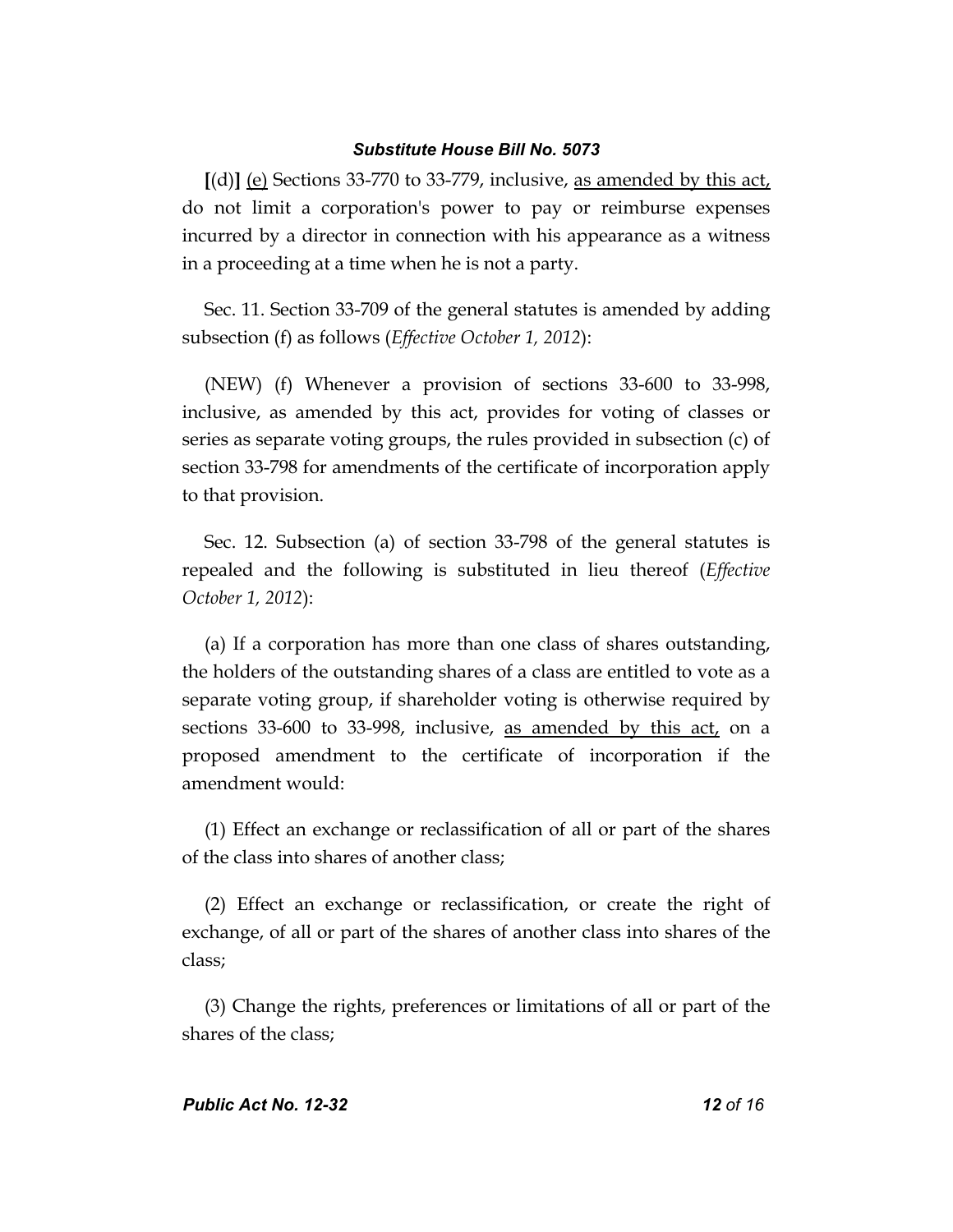**[**(d)**]** <u>(e)</u> Sections 33-770 to 33-779, inclusive, <u>as amended by this act,</u> do not limit a corporation's power to pay or reimburse expenses incurred by a director in connection with his appearance as a witness in a proceeding at a time when he is not a party.

Sec. 11. Section 33-709 of the general statutes is amended by adding subsection (f) as follows (*Effective October 1, 2012*):

(NEW) (f) Whenever a provision of sections 33-600 to 33-998, inclusive, as amended by this act, provides for voting of classes or series as separate voting groups, the rules provided in subsection (c) of section 33-798 for amendments of the certificate of incorporation apply to that provision.

Sec. 12. Subsection (a) of section 33-798 of the general statutes is repealed and the following is substituted in lieu thereof (*Effective October 1, 2012*):

(a) If a corporation has more than one class of shares outstanding, the holders of the outstanding shares of a class are entitled to vote as a separate voting group, if shareholder voting is otherwise required by sections 33-600 to 33-998, inclusive, <u>as amended by this act,</u> on a proposed amendment to the certificate of incorporation if the amendment would:

(1) Effect an exchange or reclassification of all or part of the shares of the class into shares of another class;

(2) Effect an exchange or reclassification, or create the right of exchange, of all or part of the shares of another class into shares of the class;

(3) Change the rights, preferences or limitations of all or part of the shares of the class;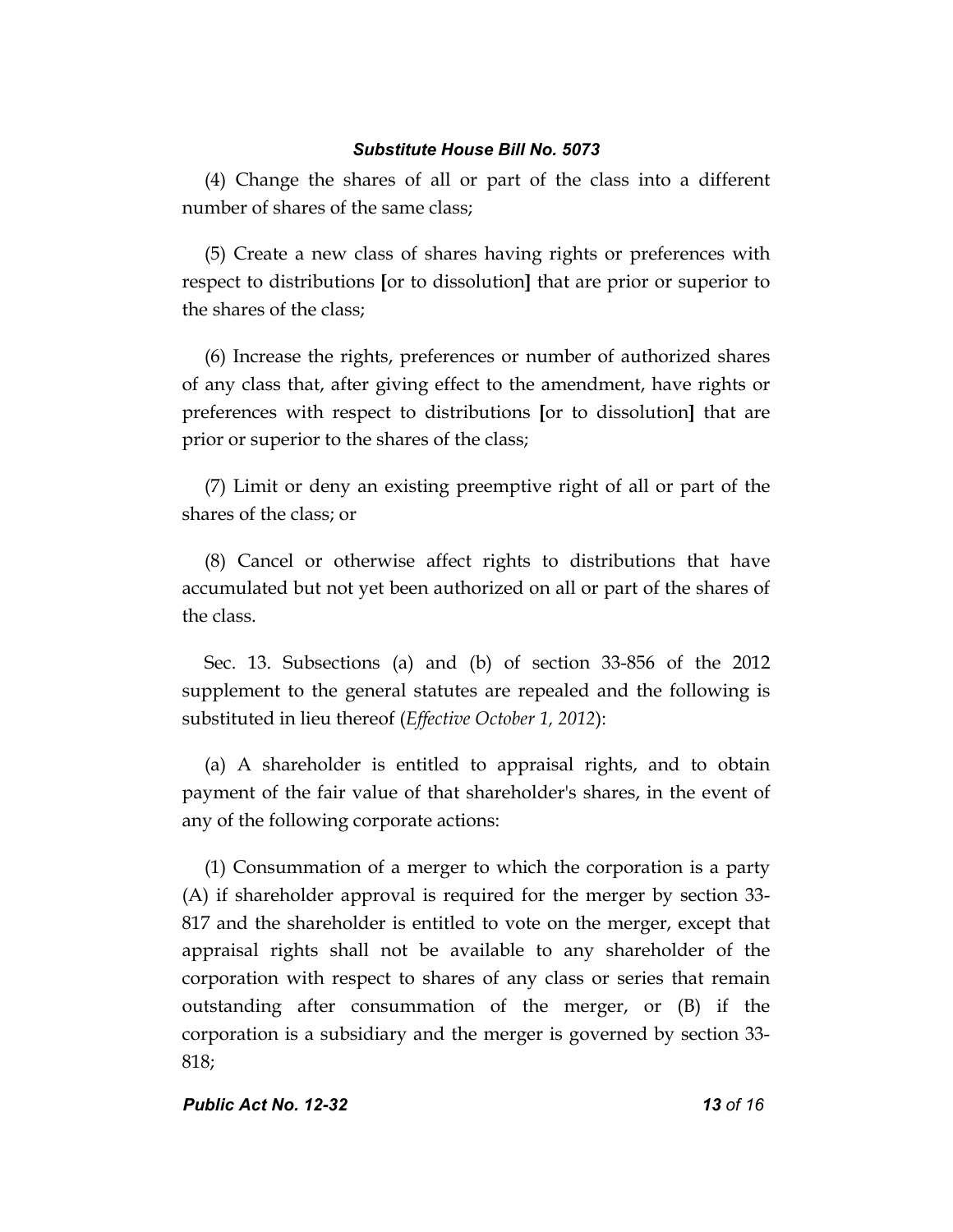(4) Change the shares of all or part of the class into a different number of shares of the same class;

(5) Create a new class of shares having rights or preferences with respect to distributions [or to dissolution] that are prior or superior to the shares of the class;

(6) Increase the rights, preferences or number of authorized shares of any class that, after giving effect to the amendment, have rights or preferences with respect to distributions [or to dissolution] that are prior or superior to the shares of the class;

(7) Limit or deny an existing preemptive right of all or part of the shares of the class; or

(8) Cancel or otherwise affect rights to distributions that have accumulated but not yet been authorized on all or part of the shares of the class.

Sec. 13. Subsections (a) and (b) of section 33-856 of the 2012 supplement to the general statutes are repealed and the following is substituted in lieu thereof (*Effective October 1, 2012*):

(a) A shareholder is entitled to appraisal rights, and to obtain payment of the fair value of that shareholder's shares, in the event of any of the following corporate actions:

(1) Consummation of a merger to which the corporation is a party (A) if shareholder approval is required for the merger by section 33-817 and the shareholder is entitled to vote on the merger, except that appraisal rights shall not be available to any shareholder of the corporation with respect to shares of any class or series that remain outstanding after consummation of the merger, or (B) if the corporation is a subsidiary and the merger is governed by section 33-818;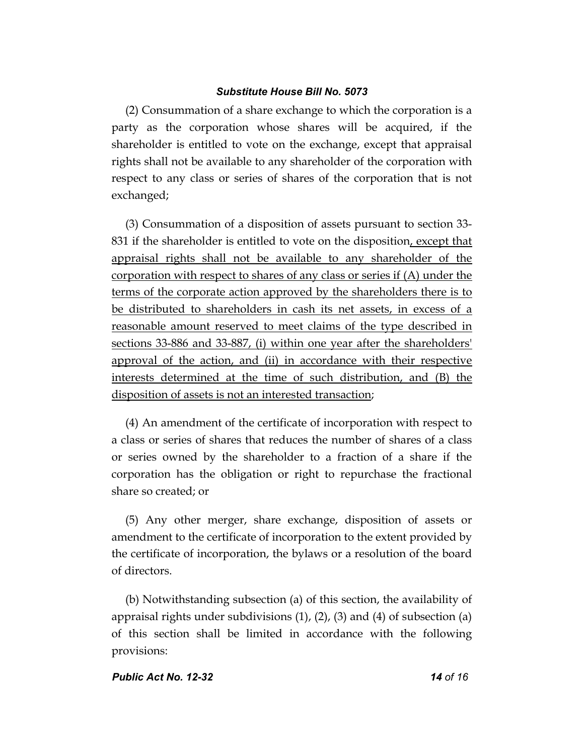(2) Consummation of a share exchange to which the corporation is a party as the corporation whose shares will be acquired, if the shareholder is entitled to vote on the exchange, except that appraisal rights shall not be available to any shareholder of the corporation with respect to any class or series of shares of the corporation that is not exchanged;

(3) Consummation of a disposition of assets pursuant to section 33-831 if the shareholder is entitled to vote on the disposition<u>, except that appraisal rights shall not be available to any shareholder of the corporation with respect to shares of any class or series if (A) under the terms of the corporate action approved by the shareholders there is to be distributed to shareholders in cash its net assets, in excess of a reasonable amount reserved to meet claims of the type described in sections 33-886 and 33-887, (i) within one year after the shareholders' approval of the action, and (ii) in accordance with their respective interests determined at the time of such distribution, and (B) the disposition of assets is not an interested transaction</u>;

(4) An amendment of the certificate of incorporation with respect to a class or series of shares that reduces the number of shares of a class or series owned by the shareholder to a fraction of a share if the corporation has the obligation or right to repurchase the fractional share so created; or

(5) Any other merger, share exchange, disposition of assets or amendment to the certificate of incorporation to the extent provided by the certificate of incorporation, the bylaws or a resolution of the board of directors.

(b) Notwithstanding subsection (a) of this section, the availability of appraisal rights under subdivisions (1), (2), (3) and (4) of subsection (a) of this section shall be limited in accordance with the following provisions: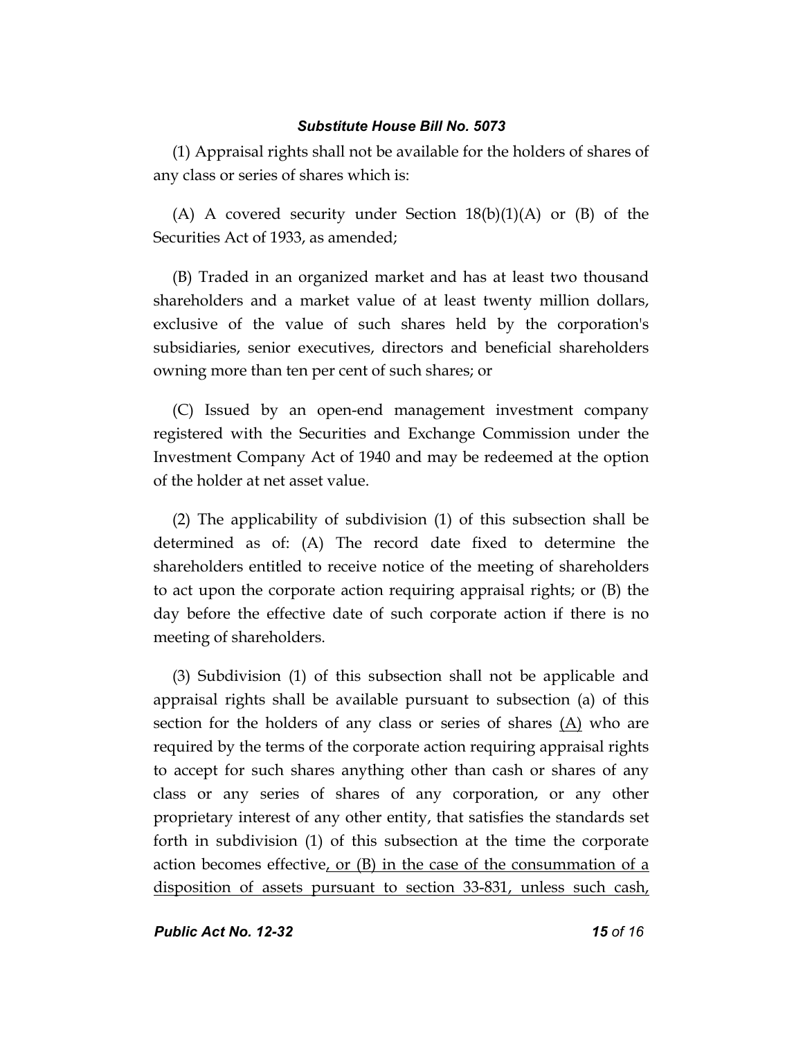(1) Appraisal rights shall not be available for the holders of shares of any class or series of shares which is:

(A) A covered security under Section 18(b)(1)(A) or (B) of the Securities Act of 1933, as amended;

(B) Traded in an organized market and has at least two thousand shareholders and a market value of at least twenty million dollars, exclusive of the value of such shares held by the corporation's subsidiaries, senior executives, directors and beneficial shareholders owning more than ten per cent of such shares; or

(C) Issued by an open-end management investment company registered with the Securities and Exchange Commission under the Investment Company Act of 1940 and may be redeemed at the option of the holder at net asset value.

(2) The applicability of subdivision (1) of this subsection shall be determined as of: (A) The record date fixed to determine the shareholders entitled to receive notice of the meeting of shareholders to act upon the corporate action requiring appraisal rights; or (B) the day before the effective date of such corporate action if there is no meeting of shareholders.

(3) Subdivision (1) of this subsection shall not be applicable and appraisal rights shall be available pursuant to subsection (a) of this section for the holders of any class or series of shares <u>(A)</u> who are required by the terms of the corporate action requiring appraisal rights to accept for such shares anything other than cash or shares of any class or any series of shares of any corporation, or any other proprietary interest of any other entity, that satisfies the standards set forth in subdivision (1) of this subsection at the time the corporate action becomes effective<u>, or (B) in the case of the consummation of a disposition of assets pursuant to section 33-831, unless such cash,</u>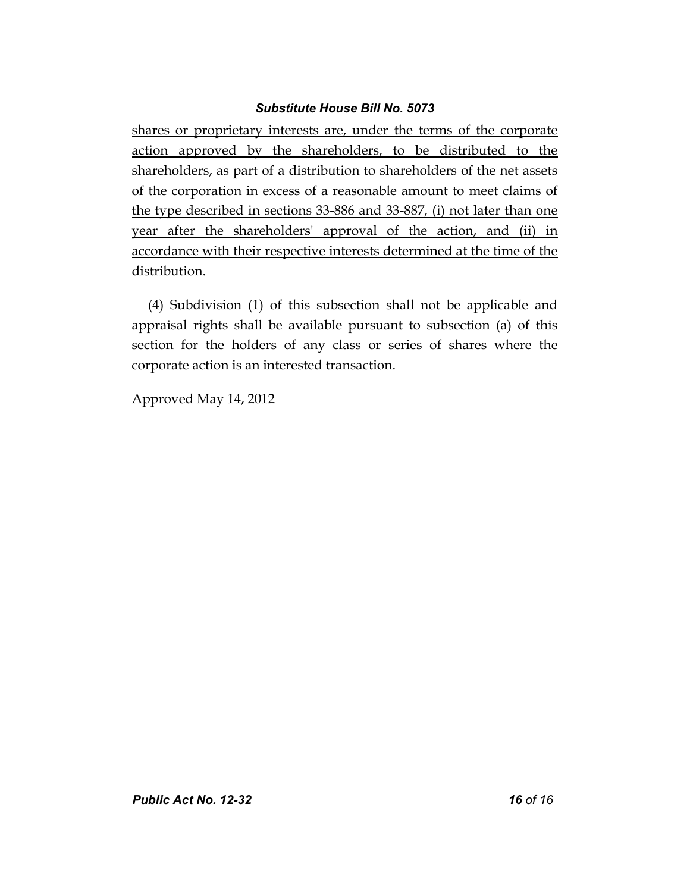shares or proprietary interests are, under the terms of the corporate action approved by the shareholders, to be distributed to the shareholders, as part of a distribution to shareholders of the net assets of the corporation in excess of a reasonable amount to meet claims of the type described in sections 33-886 and 33-887, (i) not later than one year after the shareholders' approval of the action, and (ii) in accordance with their respective interests determined at the time of the distribution.

(4) Subdivision (1) of this subsection shall not be applicable and appraisal rights shall be available pursuant to subsection (a) of this section for the holders of any class or series of shares where the corporate action is an interested transaction.

Approved May 14, 2012